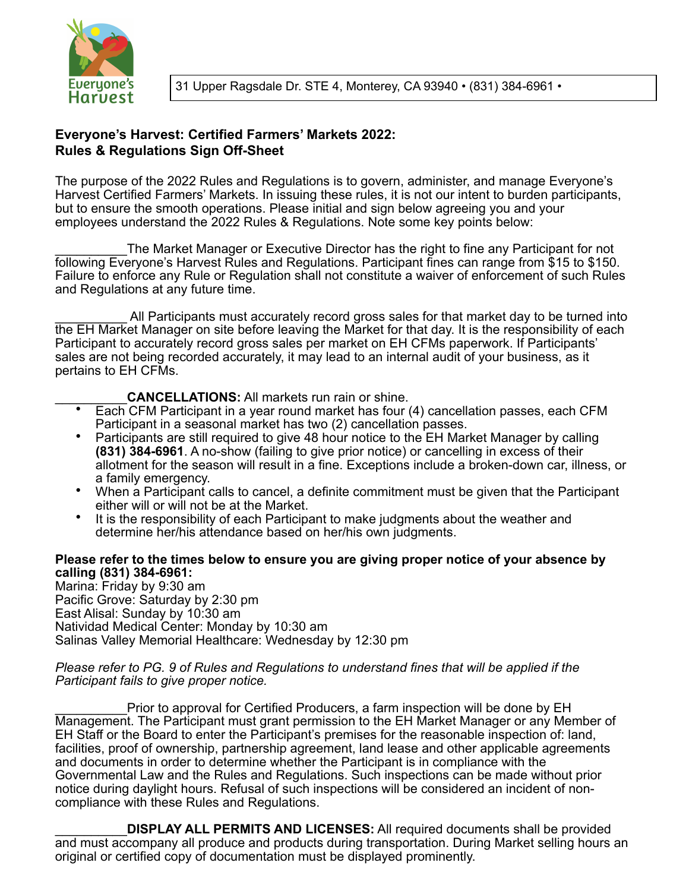Everyone's Harvest

31 Upper Ragsdale Dr. STE 4, Monterey, CA 93940 • (831) 384-6961 •

**Everyone's Harvest: Certified Farmers' Markets 2022:**
**Rules & Regulations Sign Off-Sheet**

The purpose of the 2022 Rules and Regulations is to govern, administer, and manage Everyone's Harvest Certified Farmers' Markets. In issuing these rules, it is not our intent to burden participants, but to ensure the smooth operations. Please initial and sign below agreeing you and your employees understand the 2022 Rules & Regulations. Note some key points below:

__________The Market Manager or Executive Director has the right to fine any Participant for not following Everyone's Harvest Rules and Regulations. Participant fines can range from $15 to $150. Failure to enforce any Rule or Regulation shall not constitute a waiver of enforcement of such Rules and Regulations at any future time.

__________ All Participants must accurately record gross sales for that market day to be turned into the EH Market Manager on site before leaving the Market for that day. It is the responsibility of each Participant to accurately record gross sales per market on EH CFMs paperwork. If Participants' sales are not being recorded accurately, it may lead to an internal audit of your business, as it pertains to EH CFMs.

__________**CANCELLATIONS:** All markets run rain or shine.

- Each CFM Participant in a year round market has four (4) cancellation passes, each CFM Participant in a seasonal market has two (2) cancellation passes.
- Participants are still required to give 48 hour notice to the EH Market Manager by calling **(831) 384-6961**. A no-show (failing to give prior notice) or cancelling in excess of their allotment for the season will result in a fine. Exceptions include a broken-down car, illness, or a family emergency.
- When a Participant calls to cancel, a definite commitment must be given that the Participant either will or will not be at the Market.
- It is the responsibility of each Participant to make judgments about the weather and determine her/his attendance based on her/his own judgments.

**Please refer to the times below to ensure you are giving proper notice of your absence by calling (831) 384-6961:**
Marina: Friday by 9:30 am
Pacific Grove: Saturday by 2:30 pm
East Alisal: Sunday by 10:30 am
Natividad Medical Center: Monday by 10:30 am
Salinas Valley Memorial Healthcare: Wednesday by 12:30 pm

*Please refer to PG. 9 of Rules and Regulations to understand fines that will be applied if the Participant fails to give proper notice.*

__________Prior to approval for Certified Producers, a farm inspection will be done by EH Management. The Participant must grant permission to the EH Market Manager or any Member of EH Staff or the Board to enter the Participant's premises for the reasonable inspection of: land, facilities, proof of ownership, partnership agreement, land lease and other applicable agreements and documents in order to determine whether the Participant is in compliance with the Governmental Law and the Rules and Regulations. Such inspections can be made without prior notice during daylight hours. Refusal of such inspections will be considered an incident of non-compliance with these Rules and Regulations.

__________**DISPLAY ALL PERMITS AND LICENSES:** All required documents shall be provided and must accompany all produce and products during transportation. During Market selling hours an original or certified copy of documentation must be displayed prominently.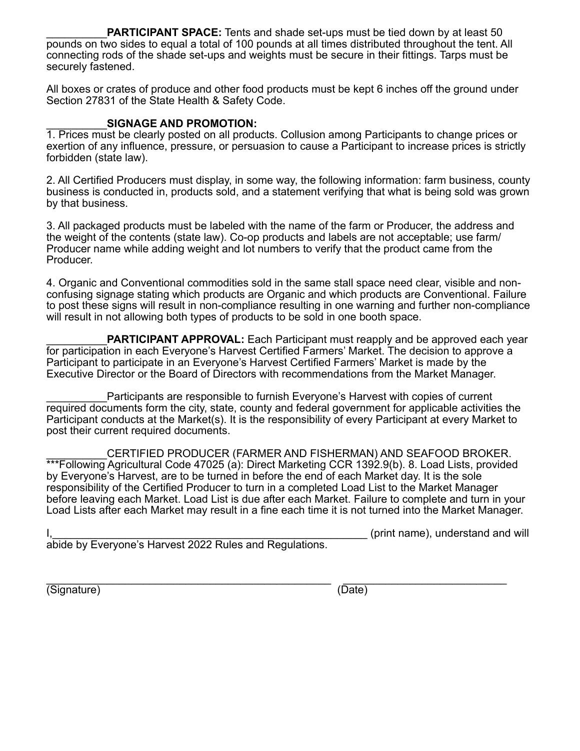__________**PARTICIPANT SPACE:** Tents and shade set-ups must be tied down by at least 50 pounds on two sides to equal a total of 100 pounds at all times distributed throughout the tent. All connecting rods of the shade set-ups and weights must be secure in their fittings. Tarps must be securely fastened.

All boxes or crates of produce and other food products must be kept 6 inches off the ground under Section 27831 of the State Health & Safety Code.

__________**SIGNAGE AND PROMOTION:**

1. Prices must be clearly posted on all products. Collusion among Participants to change prices or exertion of any influence, pressure, or persuasion to cause a Participant to increase prices is strictly forbidden (state law).

2. All Certified Producers must display, in some way, the following information: farm business, county business is conducted in, products sold, and a statement verifying that what is being sold was grown by that business.

3. All packaged products must be labeled with the name of the farm or Producer, the address and the weight of the contents (state law). Co-op products and labels are not acceptable; use farm/ Producer name while adding weight and lot numbers to verify that the product came from the Producer.

4. Organic and Conventional commodities sold in the same stall space need clear, visible and non-confusing signage stating which products are Organic and which products are Conventional. Failure to post these signs will result in non-compliance resulting in one warning and further non-compliance will result in not allowing both types of products to be sold in one booth space.

__________**PARTICIPANT APPROVAL:** Each Participant must reapply and be approved each year for participation in each Everyone's Harvest Certified Farmers' Market. The decision to approve a Participant to participate in an Everyone's Harvest Certified Farmers' Market is made by the Executive Director or the Board of Directors with recommendations from the Market Manager.

__________Participants are responsible to furnish Everyone's Harvest with copies of current required documents form the city, state, county and federal government for applicable activities the Participant conducts at the Market(s). It is the responsibility of every Participant at every Market to post their current required documents.

__________CERTIFIED PRODUCER (FARMER AND FISHERMAN) AND SEAFOOD BROKER. ***Following Agricultural Code 47025 (a): Direct Marketing CCR 1392.9(b). 8. Load Lists, provided by Everyone's Harvest, are to be turned in before the end of each Market day. It is the sole responsibility of the Certified Producer to turn in a completed Load List to the Market Manager before leaving each Market. Load List is due after each Market. Failure to complete and turn in your Load Lists after each Market may result in a fine each time it is not turned into the Market Manager.

I,_______________________________________________________ (print name), understand and will abide by Everyone's Harvest 2022 Rules and Regulations.

_______________________________________________ ___________________________

(Signature) (Date)